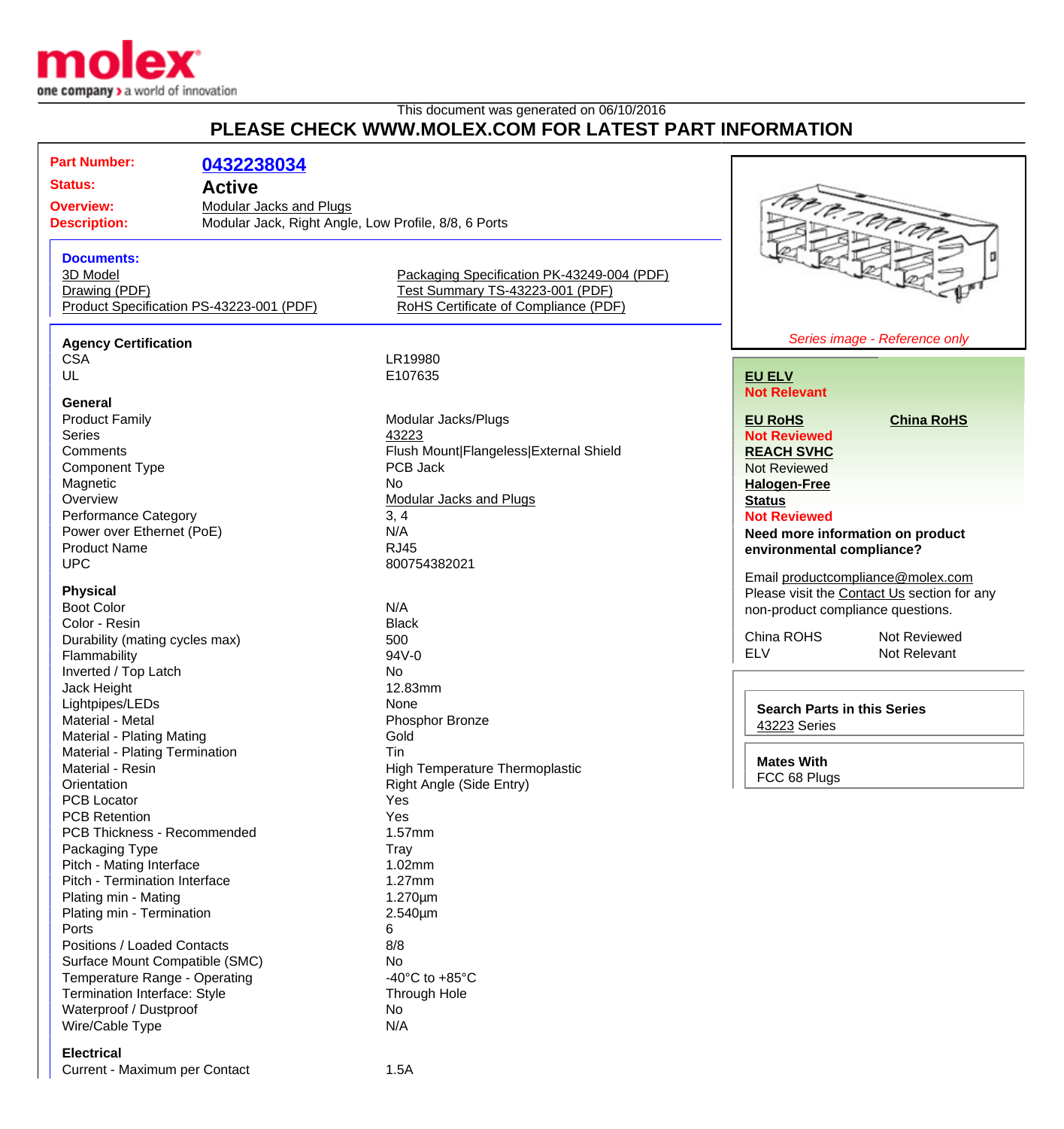This document was generated on 06/10/2016

# PLEASE CHECK WWW.MOLEX.COM FOR LATEST PART INFORMATION

**Part Number:** 0432238034

**Status:** Active

**Overview:** Modular Jacks and Plugs

**Description:** Modular Jack, Right Angle, Low Profile, 8/8, 6 Ports

**Documents:**

- 3D Model
- Drawing (PDF)
- Product Specification PS-43223-001 (PDF)
- Packaging Specification PK-43249-004 (PDF)
- Test Summary TS-43223-001 (PDF)
- RoHS Certificate of Compliance (PDF)

### Agency Certification

| | |
|---|---|
| CSA | LR19980 |
| UL | E107635 |

### General

| | |
|---|---|
| Product Family | Modular Jacks/Plugs |
| Series | 43223 |
| Comments | Flush Mount\|Flangeless\|External Shield |
| Component Type | PCB Jack |
| Magnetic | No |
| Overview | Modular Jacks and Plugs |
| Performance Category | 3, 4 |
| Power over Ethernet (PoE) | N/A |
| Product Name | RJ45 |
| UPC | 800754382021 |

### Physical

| | |
|---|---|
| Boot Color | N/A |
| Color - Resin | Black |
| Durability (mating cycles max) | 500 |
| Flammability | 94V-0 |
| Inverted / Top Latch | No |
| Jack Height | 12.83mm |
| Lightpipes/LEDs | None |
| Material - Metal | Phosphor Bronze |
| Material - Plating Mating | Gold |
| Material - Plating Termination | Tin |
| Material - Resin | High Temperature Thermoplastic |
| Orientation | Right Angle (Side Entry) |
| PCB Locator | Yes |
| PCB Retention | Yes |
| PCB Thickness - Recommended | 1.57mm |
| Packaging Type | Tray |
| Pitch - Mating Interface | 1.02mm |
| Pitch - Termination Interface | 1.27mm |
| Plating min - Mating | 1.270µm |
| Plating min - Termination | 2.540µm |
| Ports | 6 |
| Positions / Loaded Contacts | 8/8 |
| Surface Mount Compatible (SMC) | No |
| Temperature Range - Operating | -40°C to +85°C |
| Termination Interface: Style | Through Hole |
| Waterproof / Dustproof | No |
| Wire/Cable Type | N/A |

### Electrical

| | |
|---|---|
| Current - Maximum per Contact | 1.5A |

*Series image - Reference only*

**EU ELV**
Not Relevant

**EU RoHS**
Not Reviewed

**China RoHS**

**REACH SVHC**
Not Reviewed

**Halogen-Free Status**
Not Reviewed

**Need more information on product environmental compliance?**

Email productcompliance@molex.com
Please visit the Contact Us section for any non-product compliance questions.

| | |
|---|---|
| China ROHS | Not Reviewed |
| ELV | Not Relevant |

**Search Parts in this Series**
43223 Series

**Mates With**
FCC 68 Plugs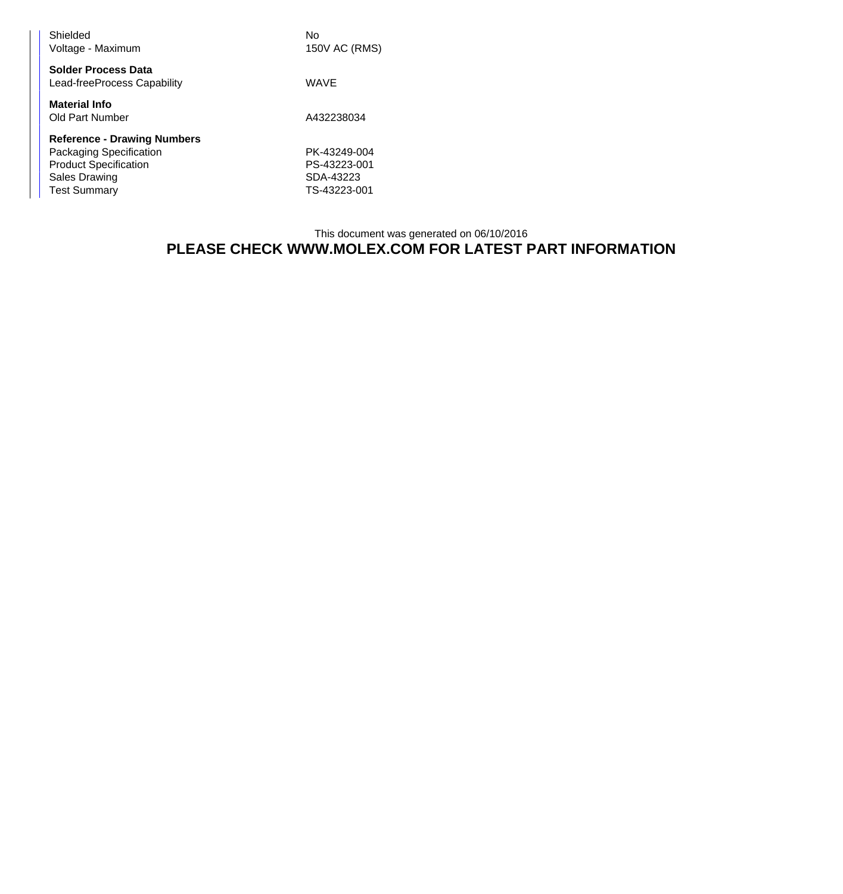| | |
|---|---|
| Shielded | No |
| Voltage - Maximum | 150V AC (RMS) |

**Solder Process Data**

| | |
|---|---|
| Lead-freeProcess Capability | WAVE |

**Material Info**

| | |
|---|---|
| Old Part Number | A432238034 |

**Reference - Drawing Numbers**

| | |
|---|---|
| Packaging Specification | PK-43249-004 |
| Product Specification | PS-43223-001 |
| Sales Drawing | SDA-43223 |
| Test Summary | TS-43223-001 |

This document was generated on 06/10/2016

**PLEASE CHECK WWW.MOLEX.COM FOR LATEST PART INFORMATION**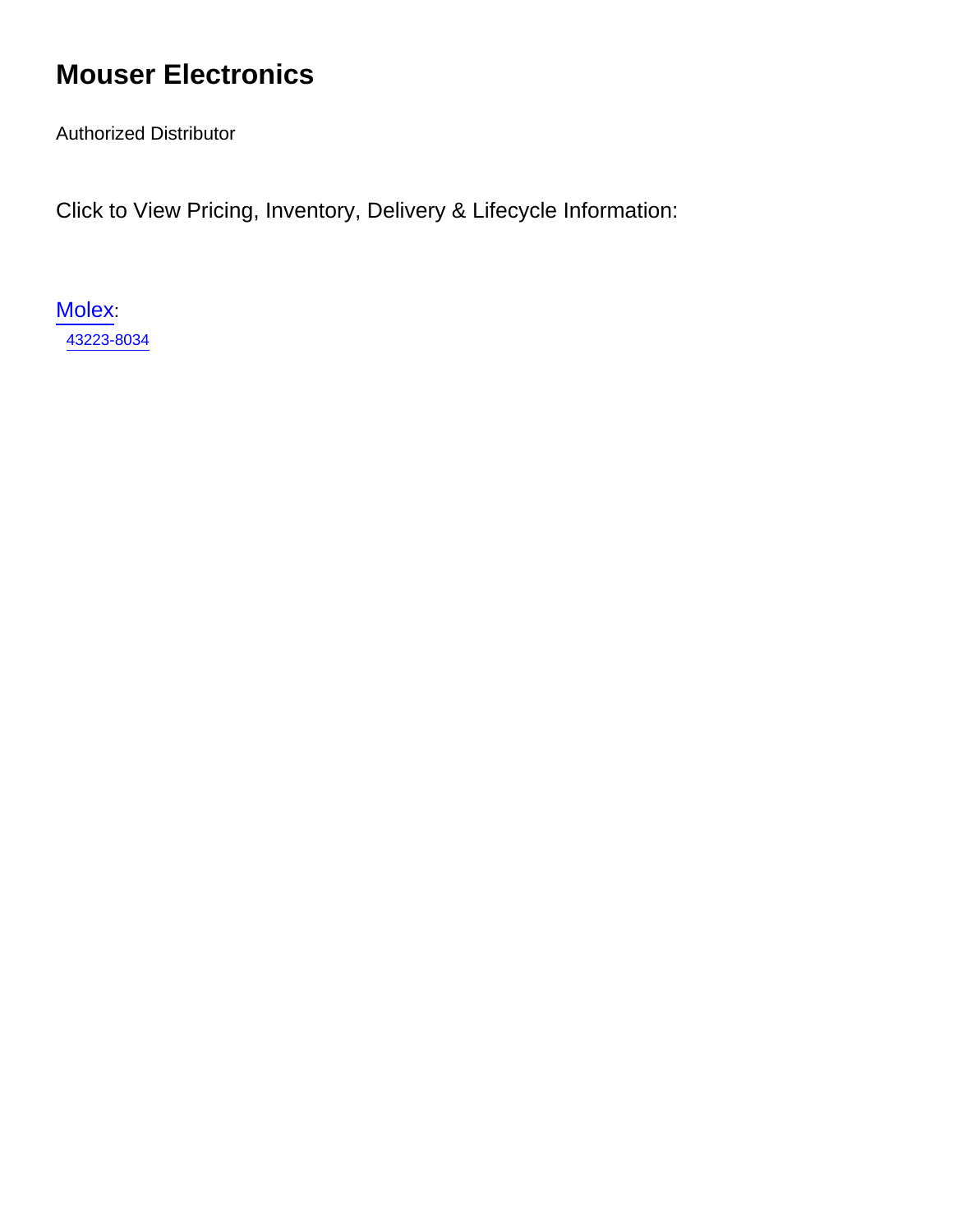# Mouser Electronics

Authorized Distributor

Click to View Pricing, Inventory, Delivery & Lifecycle Information:

Molex:

43223-8034